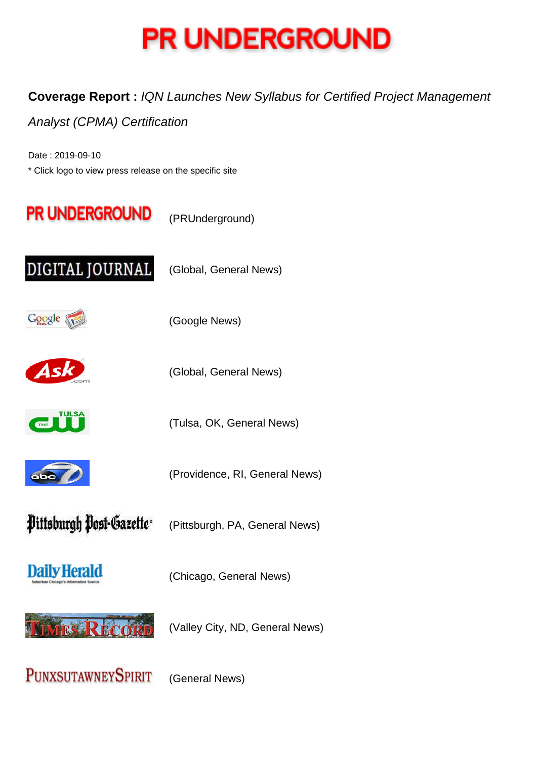# PR UNDERGROUND

**Coverage Report :** *IQN Launches New Syllabus for Certified Project Management Analyst (CPMA) Certification*

Date : 2019-09-10

* Click logo to view press release on the specific site

| | |
|---|---|
| PR UNDERGROUND | (PRUnderground) |
| DIGITAL JOURNAL | (Global, General News) |
| Google News | (Google News) |
| Ask.com | (Global, General News) |
| THE CW TULSA | (Tulsa, OK, General News) |
| abc 7 | (Providence, RI, General News) |
| Pittsburgh Post-Gazette | (Pittsburgh, PA, General News) |
| Daily Herald | (Chicago, General News) |
| Times Record | (Valley City, ND, General News) |
| PunxsutawneySpirit | (General News) |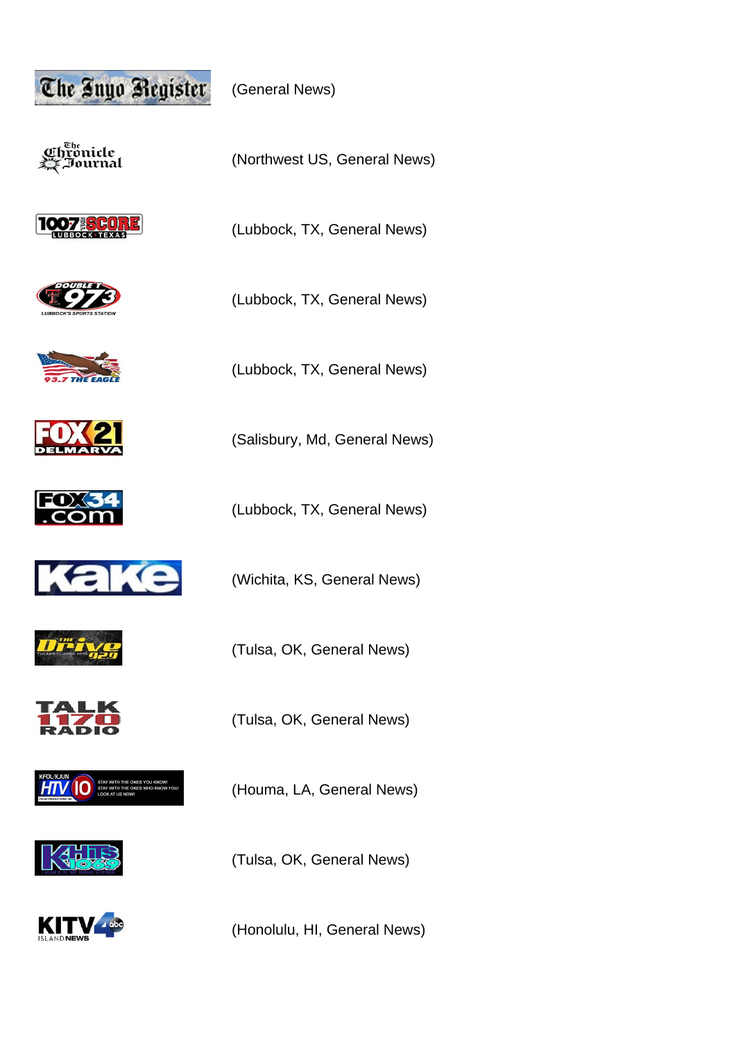The Inyo Register (General News)

The Chronicle Journal (Northwest US, General News)

1007 The Score Lubbock Texas (Lubbock, TX, General News)

Double T 97.3 Lubbock's Sports Station (Lubbock, TX, General News)

93.7 The Eagle (Lubbock, TX, General News)

FOX 21 Delmarva (Salisbury, Md, General News)

FOX34.com (Lubbock, TX, General News)

Kake (Wichita, KS, General News)

The Drive 92.9 (Tulsa, OK, General News)

Talk 1170 Radio (Tulsa, OK, General News)

KFOL/KJUN HTV 10 (Houma, LA, General News)

KHITS 106.9 (Tulsa, OK, General News)

KITV 4 Island News (Honolulu, HI, General News)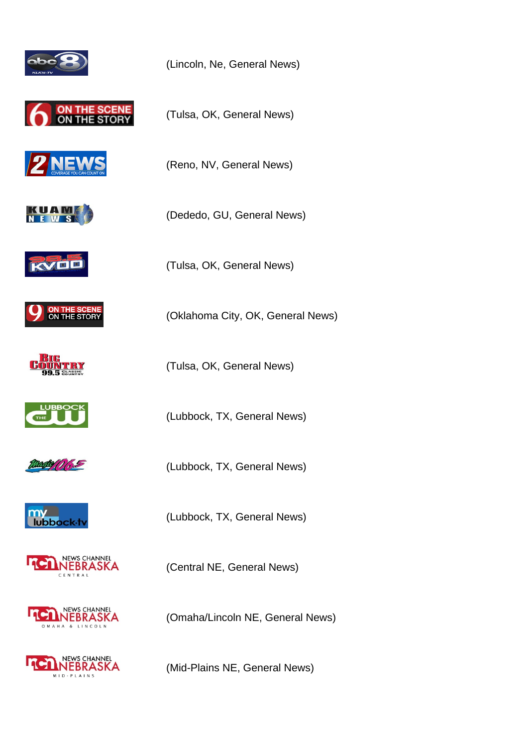(Lincoln, Ne, General News)

(Tulsa, OK, General News)

(Reno, NV, General News)

(Dededo, GU, General News)

(Tulsa, OK, General News)

(Oklahoma City, OK, General News)

(Tulsa, OK, General News)

(Lubbock, TX, General News)

(Lubbock, TX, General News)

(Lubbock, TX, General News)

(Central NE, General News)

(Omaha/Lincoln NE, General News)

(Mid-Plains NE, General News)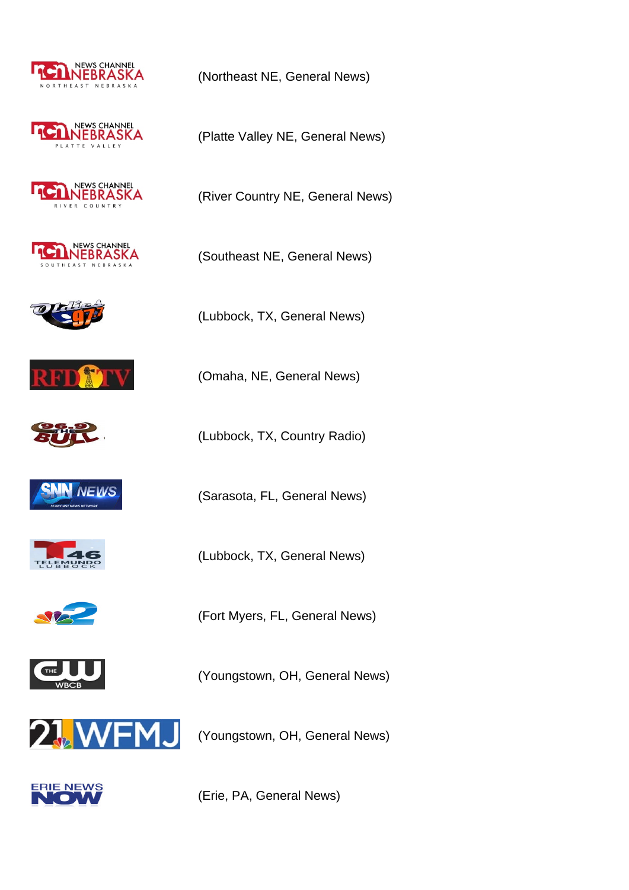NEWS CHANNEL NEBRASKA NORTHEAST NEBRASKA (Northeast NE, General News)

NEWS CHANNEL NEBRASKA PLATTE VALLEY (Platte Valley NE, General News)

NEWS CHANNEL NEBRASKA RIVER COUNTRY (River Country NE, General News)

NEWS CHANNEL NEBRASKA SOUTHEAST NEBRASKA (Southeast NE, General News)

Oldies 97.7 (Lubbock, TX, General News)

RFD TV (Omaha, NE, General News)

96.9 The Bull (Lubbock, TX, Country Radio)

SNN NEWS SUNCOAST NEWS NETWORK (Sarasota, FL, General News)

T46 TELEMUNDO LUBBOCK (Lubbock, TX, General News)

NBC 2 (Fort Myers, FL, General News)

THE CW WBCB (Youngstown, OH, General News)

21 WFMJ (Youngstown, OH, General News)

ERIE NEWS NOW (Erie, PA, General News)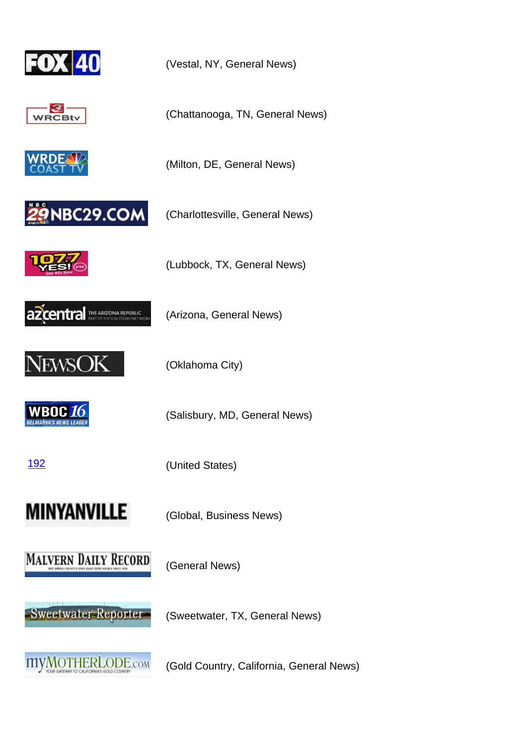| | |
|---|---|
| FOX 40 | (Vestal, NY, General News) |
| WRCBtv | (Chattanooga, TN, General News) |
| WRDE COAST TV | (Milton, DE, General News) |
| NBC29.COM | (Charlottesville, General News) |
| 107.7 YES! FM | (Lubbock, TX, General News) |
| azcentral THE ARIZONA REPUBLIC | (Arizona, General News) |
| NEWSOK | (Oklahoma City) |
| WBOC 16 DELMARVA'S NEWS LEADER | (Salisbury, MD, General News) |
| 192 | (United States) |
| MINYANVILLE | (Global, Business News) |
| MALVERN DAILY RECORD | (General News) |
| Sweetwater Reporter | (Sweetwater, TX, General News) |
| myMOTHERLODE.com YOUR GATEWAY TO CALIFORNIA'S GOLD COUNTRY | (Gold Country, California, General News) |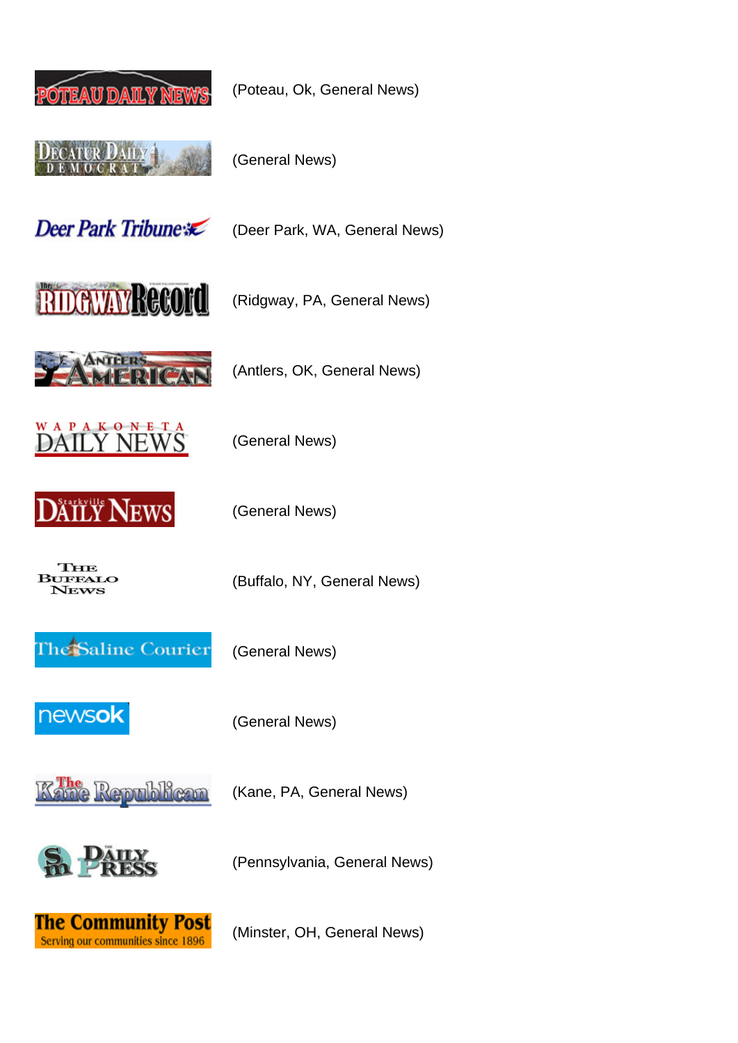POTEAU DAILY NEWS (Poteau, Ok, General News)

DECATUR DAILY DEMOCRAT (General News)

Deer Park Tribune (Deer Park, WA, General News)

The RIDGWAY Record (Ridgway, PA, General News)

ANTLERS AMERICAN (Antlers, OK, General News)

WAPAKONETA DAILY NEWS (General News)

Starkville DAILY NEWS (General News)

THE BUFFALO NEWS (Buffalo, NY, General News)

The Saline Courier (General News)

newsok (General News)

The Kane Republican (Kane, PA, General News)

SM DAILY PRESS (Pennsylvania, General News)

The Community Post
Serving our communities since 1896 (Minster, OH, General News)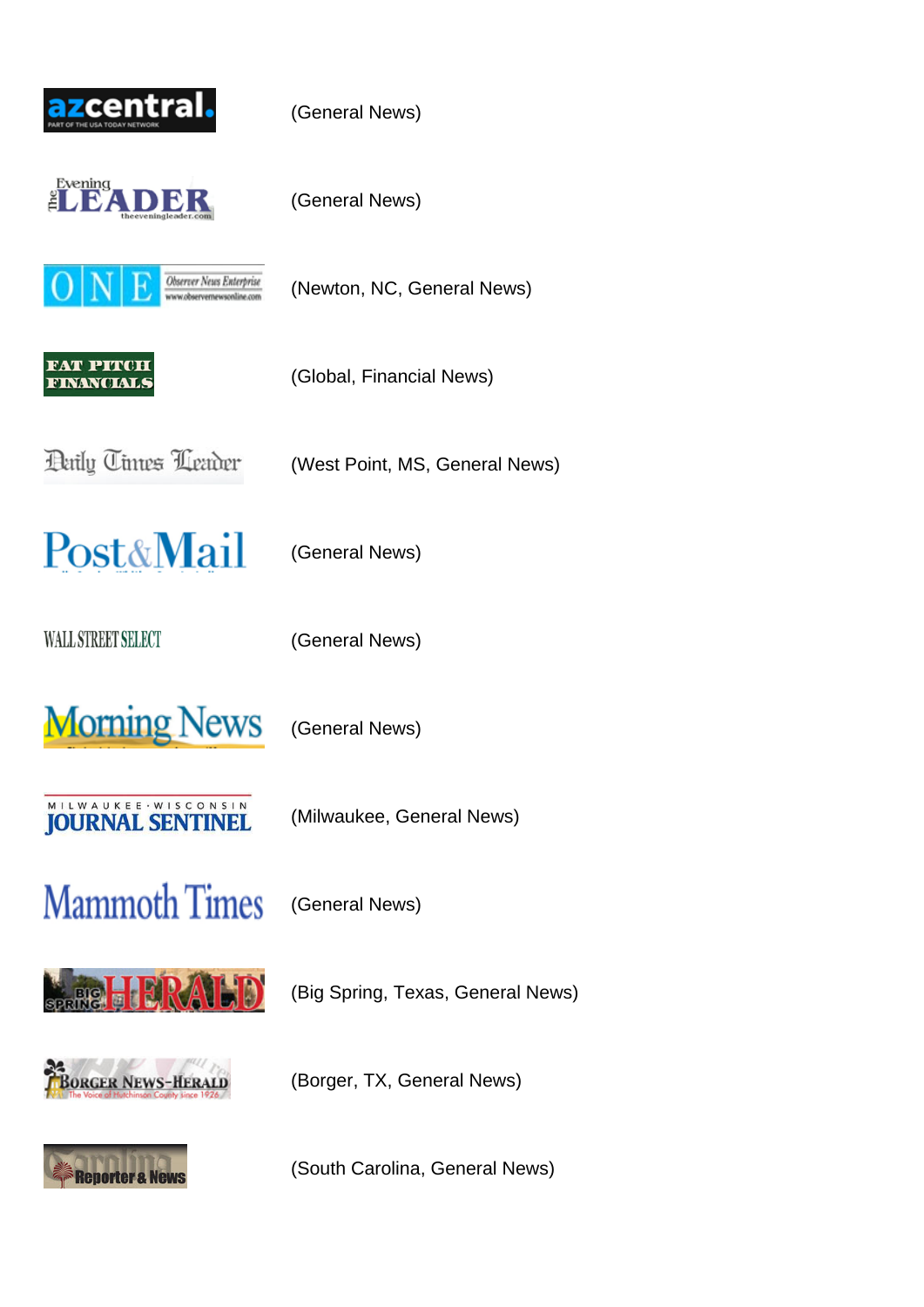azcentral. PART OF THE USA TODAY NETWORK (General News)

The Evening LEADER theeveningleader.com (General News)

ONE Observer News Enterprise www.observernewsonline.com (Newton, NC, General News)

FAT PITCH FINANCIALS (Global, Financial News)

Daily Times Leader (West Point, MS, General News)

Post&Mail (General News)

WALL STREET SELECT (General News)

Morning News (General News)

MILWAUKEE · WISCONSIN JOURNAL SENTINEL (Milwaukee, General News)

Mammoth Times (General News)

BIG SPRING HERALD (Big Spring, Texas, General News)

BORGER NEWS-HERALD The Voice of Hutchinson County since 1926 (Borger, TX, General News)

Carolina Reporter & News (South Carolina, General News)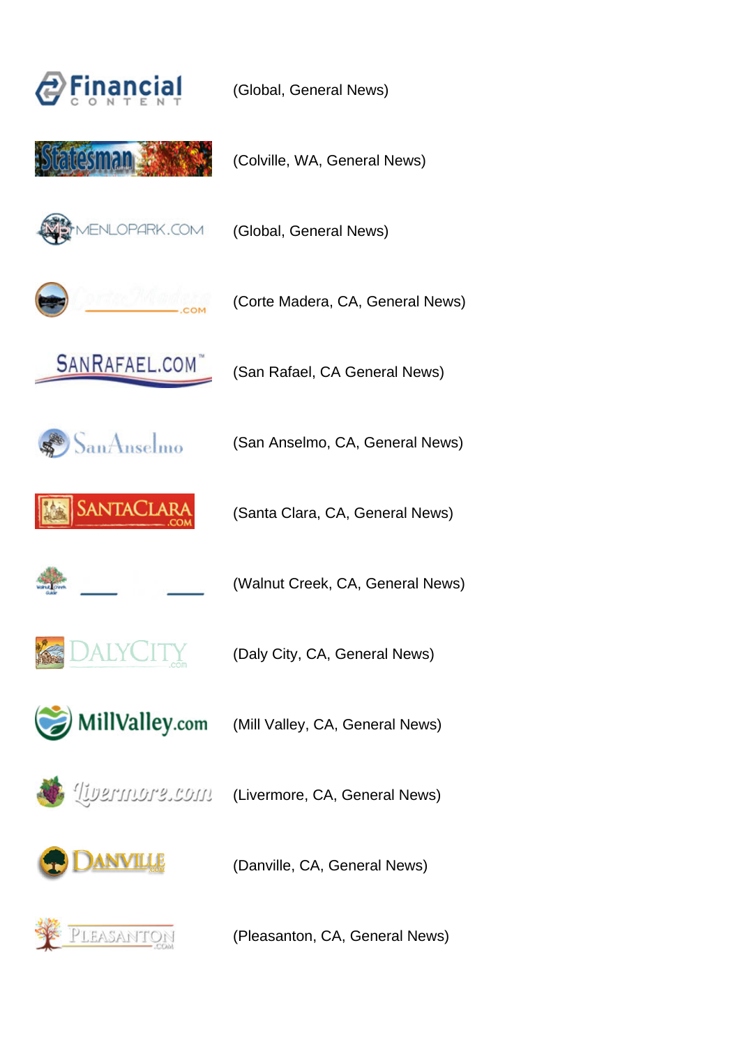| | |
|---|---|
| Financial CONTENT | (Global, General News) |
| Statesman | (Colville, WA, General News) |
| MENLOPARK.COM | (Global, General News) |
| CorteMadera.com | (Corte Madera, CA, General News) |
| SANRAFAEL.COM | (San Rafael, CA General News) |
| SanAnselmo | (San Anselmo, CA, General News) |
| SANTACLARA.COM | (Santa Clara, CA, General News) |
| Walnut Creek Guide | (Walnut Creek, CA, General News) |
| DALYCITY.com | (Daly City, CA, General News) |
| MillValley.com | (Mill Valley, CA, General News) |
| livermore.com | (Livermore, CA, General News) |
| DANVILLE.com | (Danville, CA, General News) |
| PLEASANTON.COM | (Pleasanton, CA, General News) |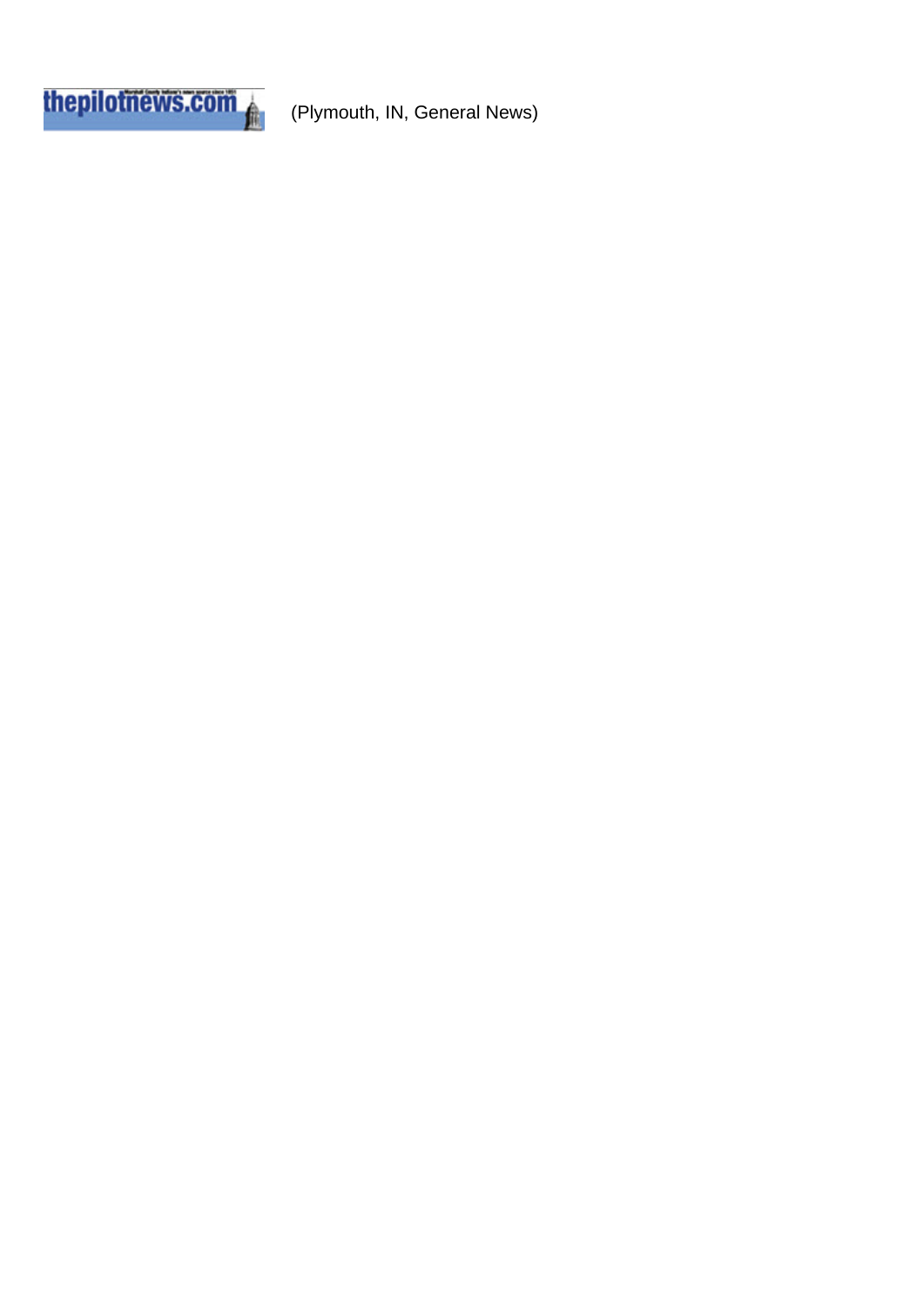thepilotnews.com (Plymouth, IN, General News)